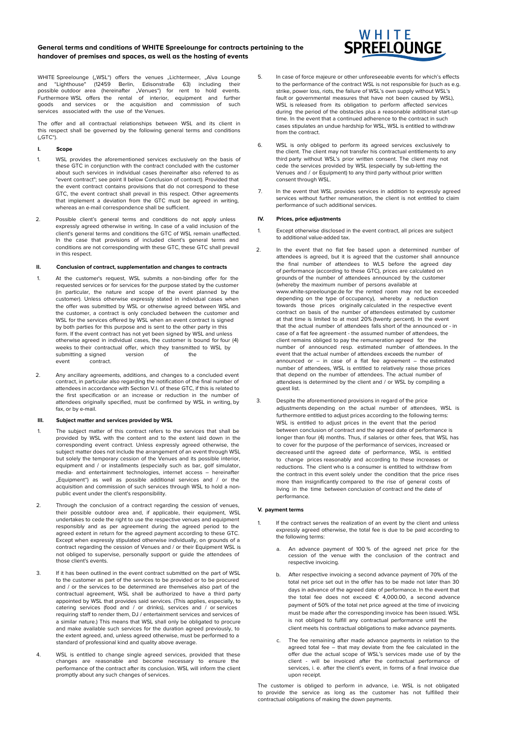## General terms and conditions of WHITE Spreelounge for contracts pertaining to the handover of premises and spaces, as well as the hosting of events

WHITE Spreelounge („WSL") offers the venues „Lichtermeer, „Alva Lounge and "Lighthouse" (12459 Berlin, Edisonstraße 63) including their possible outdoor area (hereinafter „Venues") for rent to hold events. Furthermore WSL offers the rental of interior, equipment and further goods and services or the acquisition and commission of such services associated with the use of the Venues.

The offer and all contractual relationships between WSL and its client in this respect shall be governed by the following general terms and conditions („GTC").

### I. Scope

1. WSL provides the aforementioned services exclusively on the basis of these GTC in conjunction with the contract concluded with the customer about such services in individual cases (hereinafter also referred to as "event contract"; see point II below Conclusion of contract). Provided that the event contract contains provisions that do not correspond to these GTC, the event contract shall prevail in this respect. Other agreements that implement a deviation from the GTC must be agreed in writing, whereas an e-mail correspondence shall be sufficient.

2. Possible client's general terms and conditions do not apply unless expressly agreed otherwise in writing. In case of a valid inclusion of the client's general terms and conditions the GTC of WSL remain unaffected. In the case that provisions of included client's general terms and conditions are not corresponding with these GTC, these GTC shall prevail in this respect.

### II. Conclusion of contract, supplementation and changes to contracts

1. At the customer's request, WSL submits a non-binding offer for the requested services or for services for the purpose stated by the customer (in particular, the nature and scope of the event planned by the customer). Unless otherwise expressly stated in individual cases when the offer was submitted by WSL or otherwise agreed between WSL and the customer, a contract is only concluded between the customer and WSL for the services offered by WSL when an event contract is signed by both parties for this purpose and is sent to the other party in this form. If the event contract has not yet been signed by WSL and unless otherwise agreed in individual cases, the customer is bound for four (4) weeks to their contractual offer, which they transmitted to WSL by submitting a signed version of the event contract.

2. Any ancillary agreements, additions, and changes to a concluded event contract, in particular also regarding the notification of the final number of attendees in accordance with Section V.I. of these GTC, if this is related to the first specification or an increase or reduction in the number of attendees originally specified, must be confirmed by WSL in writing, by fax, or by e-mail.

### III. Subject matter and services provided by WSL

1. The subject matter of this contract refers to the services that shall be provided by WSL with the content and to the extent laid down in the corresponding event contract. Unless expressly agreed otherwise, the subject matter does not include the arrangement of an event through WSL but solely the temporary cession of the Venues and its possible interior, equipment and / or installments (especially such as bar, golf simulator, media- and entertainment technologies, internet access – hereinafter „Equipment") as well as possible additional services and / or the acquisition and commission of such services through WSL to hold a non-public event under the client's responsibility.

2. Through the conclusion of a contract regarding the cession of venues, their possible outdoor area and, if applicable, their equipment, WSL undertakes to cede the right to use the respective venues and equipment responsibly and as per agreement during the agreed period to the agreed extent in return for the agreed payment according to these GTC. Except when expressly stipulated otherwise individually, on grounds of a contract regarding the cession of Venues and / or their Equipment WSL is not obliged to supervise, personally support or guide the attendees of those client's events.

3. If it has been outlined in the event contract submitted on the part of WSL to the customer as part of the services to be provided or to be procured and / or the services to be determined are themselves also part of the contractual agreement, WSL shall be authorized to have a third party appointed by WSL that provides said services. (This applies, especially, to catering services (food and / or drinks), services and / or services requiring staff to render them, DJ / entertainment services and services of a similar nature.) This means that WSL shall only be obligated to procure and make available such services for the duration agreed previously, to the extent agreed, and, unless agreed otherwise, must be performed to a standard of professional kind and quality above average.

4. WSL is entitled to change single agreed services, provided that these changes are reasonable and become necessary to ensure the performance of the contract after its conclusion. WSL will inform the client promptly about any such changes of services.

5. In case of force majeure or other unforeseeable events for which's effects to the performance of the contract WSL is not responsible for (such as e.g. strike, power loss, riots, the failure of WSL's own supply without WSL's fault or governmental measures that have not been caused by WSL), WSL is released from its obligation to perform affected services during the period of the obstacles plus a reasonable additional start-up time. In the event that a continued adherence to the contract in such cases stipulates an undue hardship for WSL, WSL is entitled to withdraw from the contract.

6. WSL is only obliged to perform its agreed services exclusively to the client. The client may not transfer his contractual entitlements to any third party without WSL's prior written consent. The client may not cede the services provided by WSL (especially by sub-letting the Venues and / or Equipment) to any third party without prior written consent through WSL.

7. In the event that WSL provides services in addition to expressly agreed services without further remuneration, the client is not entitled to claim performance of such additional services.

### IV. Prices, price adjustments

1. Except otherwise disclosed in the event contract, all prices are subject to additional value-added tax.

2. In the event that no flat fee based upon a determined number of attendees is agreed, but it is agreed that the customer shall announce the final number of attendees to WLS before the agreed day of performance (according to these GTC), prices are calculated on grounds of the number of attendees announced by the customer (whereby the maximum number of persons available at www.white-spreelounge.de for the rented room may not be exceeded depending on the type of occupancy), whereby a reduction towards those prices originally calculated in the respective event contract on basis of the number of attendees estimated by customer at that time is limited to at most 20% (twenty percent). In the event that the actual number of attendees falls short of the announced or - in case of a flat fee agreement - the assumed number of attendees, the client remains obliged to pay the remuneration agreed for the number of announced resp. estimated number of attendees. In the event that the actual number of attendees exceeds the number of announced or – in case of a flat fee agreement – the estimated number of attendees, WSL is entitled to relatively raise those prices that depend on the number of attendees. The actual number of attendees is determined by the client and / or WSL by compiling a guest list.

3. Despite the aforementioned provisions in regard of the price adjustments depending on the actual number of attendees, WSL is furthermore entitled to adjust prices according to the following terms: WSL is entitled to adjust prices in the event that the period between conclusion of contract and the agreed date of performance is longer than four (4) months. Thus, if salaries or other fees, that WSL has to cover for the purpose of the performance of services, increased or decreased until the agreed date of performance, WSL is entitled to change prices reasonably and according to these increases or reductions. The client who is a consumer is entitled to withdraw from the contract in this event solely under the condition that the price rises more than insignificantly compared to the rise of general costs of living in the time between conclusion of contract and the date of performance.

### V. payment terms

1. If the contract serves the realization of an event by the client and unless expressly agreed otherwise, the total fee is due to be paid according to the following terms:

   a. An advance payment of 100 % of the agreed net price for the cession of the venue with the conclusion of the contract and respective invoicing.

   b. After respective invoicing a second advance payment of 70% of the total net price set out in the offer has to be made not later than 30 days in advance of the agreed date of performance. In the event that the total fee does not exceed € 4,000.00, a second advance payment of 50% of the total net price agreed at the time of invoicing must be made after the corresponding invoice has been issued. WSL is not obliged to fulfill any contractual performance until the client meets his contractual obligations to make advance payments.

   c. The fee remaining after made advance payments in relation to the agreed total fee – that may deviate from the fee calculated in the offer due the actual scope of WSL's services made use of by the client - will be invoiced after the contractual performance of services, i. e. after the client's event, in forms of a final invoice due upon receipt.

The customer is obliged to perform in advance, i.e. WSL is not obligated to provide the service as long as the customer has not fulfilled their contractual obligations of making the down payments.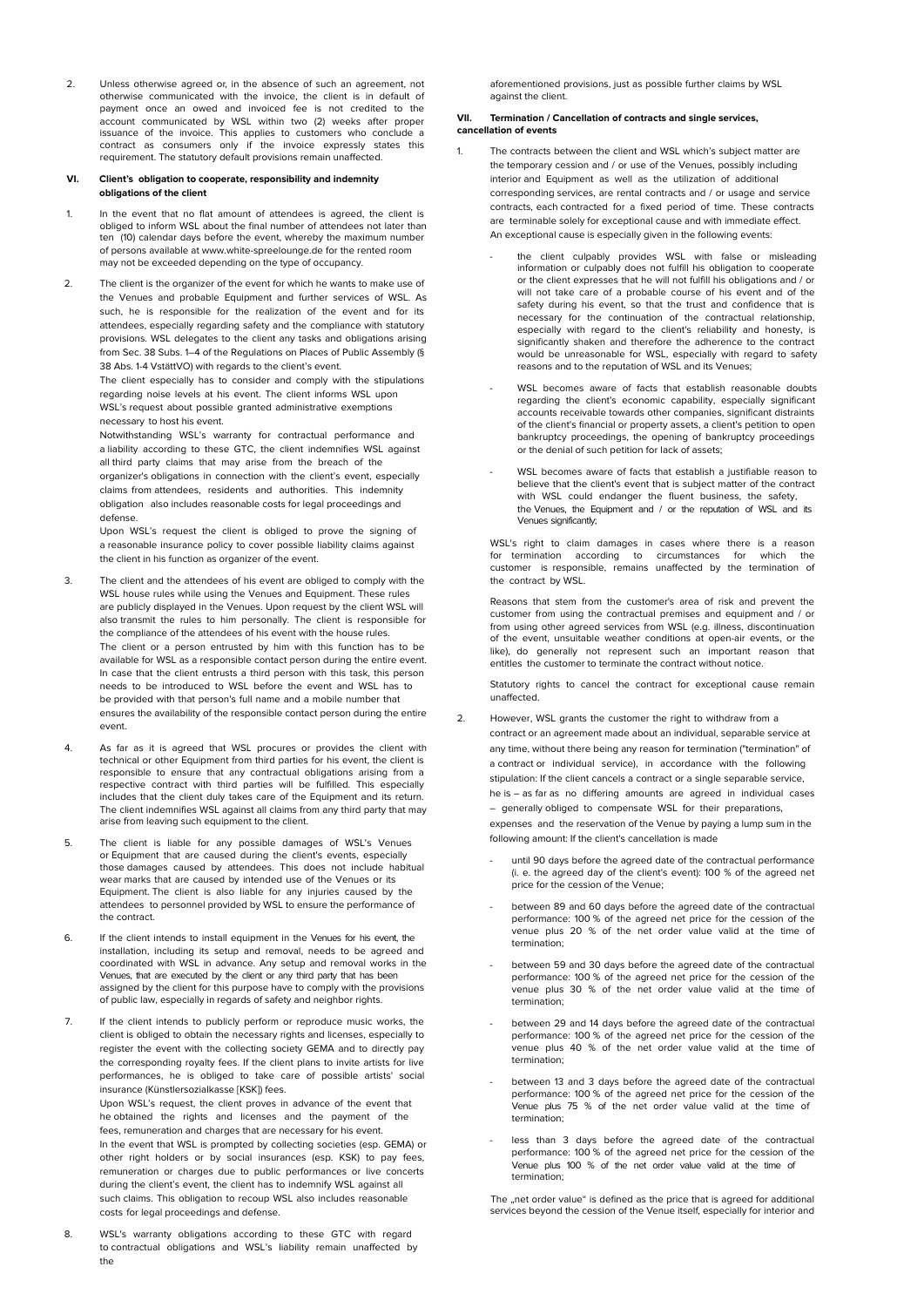2. Unless otherwise agreed or, in the absence of such an agreement, not otherwise communicated with the invoice, the client is in default of payment once an owed and invoiced fee is not credited to the account communicated by WSL within two (2) weeks after proper issuance of the invoice. This applies to customers who conclude a contract as consumers only if the invoice expressly states this requirement. The statutory default provisions remain unaffected.

## VI. Client's obligation to cooperate, responsibility and indemnity obligations of the client

1. In the event that no flat amount of attendees is agreed, the client is obliged to inform WSL about the final number of attendees not later than ten (10) calendar days before the event, whereby the maximum number of persons available at www.white-spreelounge.de for the rented room may not be exceeded depending on the type of occupancy.

2. The client is the organizer of the event for which he wants to make use of the Venues and probable Equipment and further services of WSL. As such, he is responsible for the realization of the event and for its attendees, especially regarding safety and the compliance with statutory provisions. WSL delegates to the client any tasks and obligations arising from Sec. 38 Subs. 1–4 of the Regulations on Places of Public Assembly (§ 38 Abs. 1-4 VstättVO) with regards to the client's event.

   The client especially has to consider and comply with the stipulations regarding noise levels at his event. The client informs WSL upon WSL's request about possible granted administrative exemptions necessary to host his event.

   Notwithstanding WSL's warranty for contractual performance and a liability according to these GTC, the client indemnifies WSL against all third party claims that may arise from the breach of the organizer's obligations in connection with the client's event, especially claims from attendees, residents and authorities. This indemnity obligation also includes reasonable costs for legal proceedings and defense.

   Upon WSL's request the client is obliged to prove the signing of a reasonable insurance policy to cover possible liability claims against the client in his function as organizer of the event.

3. The client and the attendees of his event are obliged to comply with the WSL house rules while using the Venues and Equipment. These rules are publicly displayed in the Venues. Upon request by the client WSL will also transmit the rules to him personally. The client is responsible for the compliance of the attendees of his event with the house rules.

   The client or a person entrusted by him with this function has to be available for WSL as a responsible contact person during the entire event. In case that the client entrusts a third person with this task, this person needs to be introduced to WSL before the event and WSL has to be provided with that person's full name and a mobile number that ensures the availability of the responsible contact person during the entire event.

4. As far as it is agreed that WSL procures or provides the client with technical or other Equipment from third parties for his event, the client is responsible to ensure that any contractual obligations arising from a respective contract with third parties will be fulfilled. This especially includes that the client duly takes care of the Equipment and its return. The client indemnifies WSL against all claims from any third party that may arise from leaving such equipment to the client.

5. The client is liable for any possible damages of WSL's Venues or Equipment that are caused during the client's events, especially those damages caused by attendees. This does not include habitual wear marks that are caused by intended use of the Venues or its Equipment. The client is also liable for any injuries caused by the attendees to personnel provided by WSL to ensure the performance of the contract.

6. If the client intends to install equipment in the Venues for his event, the installation, including its setup and removal, needs to be agreed and coordinated with WSL in advance. Any setup and removal works in the Venues, that are executed by the client or any third party that has been assigned by the client for this purpose have to comply with the provisions of public law, especially in regards of safety and neighbor rights.

7. If the client intends to publicly perform or reproduce music works, the client is obliged to obtain the necessary rights and licenses, especially to register the event with the collecting society GEMA and to directly pay the corresponding royalty fees. If the client plans to invite artists for live performances, he is obliged to take care of possible artists' social insurance (Künstlersozialkasse [KSK]) fees.

   Upon WSL's request, the client proves in advance of the event that he obtained the rights and licenses and the payment of the fees, remuneration and charges that are necessary for his event.

   In the event that WSL is prompted by collecting societies (esp. GEMA) or other right holders or by social insurances (esp. KSK) to pay fees, remuneration or charges due to public performances or live concerts during the client's event, the client has to indemnify WSL against all such claims. This obligation to recoup WSL also includes reasonable costs for legal proceedings and defense.

8. WSL's warranty obligations according to these GTC with regard to contractual obligations and WSL's liability remain unaffected by the aforementioned provisions, just as possible further claims by WSL against the client.

## VII. Termination / Cancellation of contracts and single services, cancellation of events

1. The contracts between the client and WSL which's subject matter are the temporary cession and / or use of the Venues, possibly including interior and Equipment as well as the utilization of additional corresponding services, are rental contracts and / or usage and service contracts, each contracted for a fixed period of time. These contracts are terminable solely for exceptional cause and with immediate effect. An exceptional cause is especially given in the following events:

   - the client culpably provides WSL with false or misleading information or culpably does not fulfill his obligation to cooperate or the client expresses that he will not fulfill his obligations and / or will not take care of a probable course of his event and of the safety during his event, so that the trust and confidence that is necessary for the continuation of the contractual relationship, especially with regard to the client's reliability and honesty, is significantly shaken and therefore the adherence to the contract would be unreasonable for WSL, especially with regard to safety reasons and to the reputation of WSL and its Venues;
   - WSL becomes aware of facts that establish reasonable doubts regarding the client's economic capability, especially significant accounts receivable towards other companies, significant distraints of the client's financial or property assets, a client's petition to open bankruptcy proceedings, the opening of bankruptcy proceedings or the denial of such petition for lack of assets;
   - WSL becomes aware of facts that establish a justifiable reason to believe that the client's event that is subject matter of the contract with WSL could endanger the fluent business, the safety, the Venues, the Equipment and / or the reputation of WSL and its Venues significantly;

   WSL's right to claim damages in cases where there is a reason for termination according to circumstances for which the customer is responsible, remains unaffected by the termination of the contract by WSL.

   Reasons that stem from the customer's area of risk and prevent the customer from using the contractual premises and equipment and / or from using other agreed services from WSL (e.g. illness, discontinuation of the event, unsuitable weather conditions at open-air events, or the like), do generally not represent such an important reason that entitles the customer to terminate the contract without notice.

   Statutory rights to cancel the contract for exceptional cause remain unaffected.

2. However, WSL grants the customer the right to withdraw from a contract or an agreement made about an individual, separable service at any time, without there being any reason for termination ("termination" of a contract or individual service), in accordance with the following stipulation: If the client cancels a contract or a single separable service, he is – as far as no differing amounts are agreed in individual cases – generally obliged to compensate WSL for their preparations, expenses and the reservation of the Venue by paying a lump sum in the following amount: If the client's cancellation is made

   - until 90 days before the agreed date of the contractual performance (i. e. the agreed day of the client's event): 100 % of the agreed net price for the cession of the Venue;
   - between 89 and 60 days before the agreed date of the contractual performance: 100 % of the agreed net price for the cession of the venue plus 20 % of the net order value valid at the time of termination;
   - between 59 and 30 days before the agreed date of the contractual performance: 100 % of the agreed net price for the cession of the venue plus 30 % of the net order value valid at the time of termination;
   - between 29 and 14 days before the agreed date of the contractual performance: 100 % of the agreed net price for the cession of the venue plus 40 % of the net order value valid at the time of termination;
   - between 13 and 3 days before the agreed date of the contractual performance: 100 % of the agreed net price for the cession of the Venue plus 75 % of the net order value valid at the time of termination;
   - less than 3 days before the agreed date of the contractual performance: 100 % of the agreed net price for the cession of the Venue plus 100 % of the net order value valid at the time of termination;

   The „net order value" is defined as the price that is agreed for additional services beyond the cession of the Venue itself, especially for interior and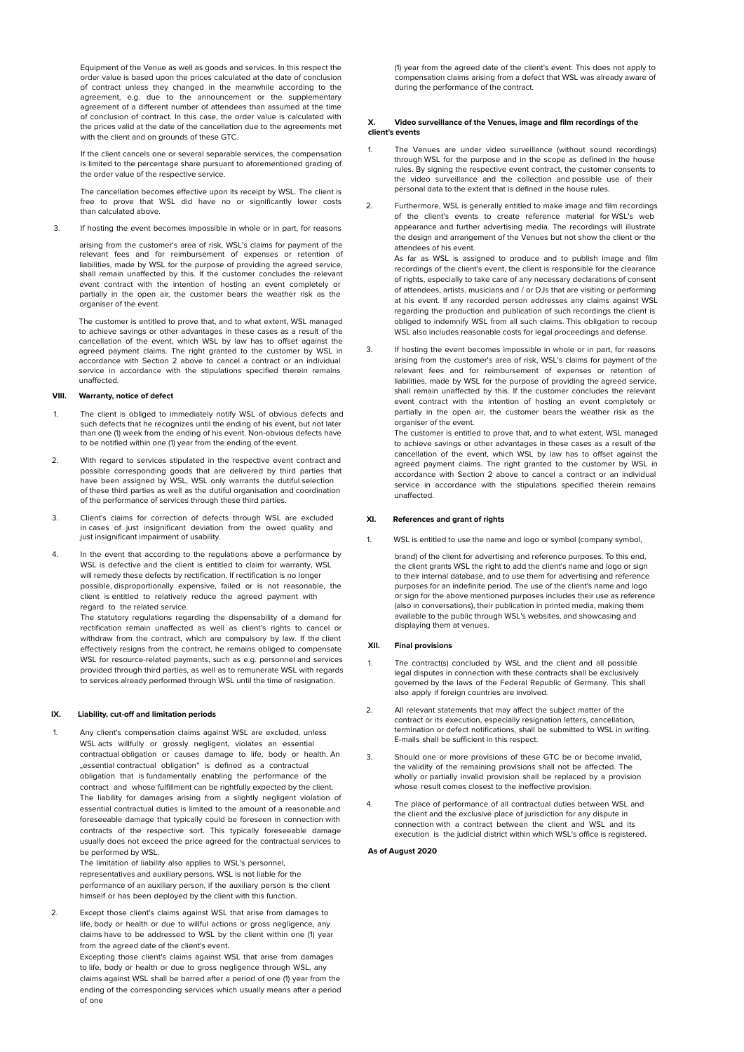Equipment of the Venue as well as goods and services. In this respect the order value is based upon the prices calculated at the date of conclusion of contract unless they changed in the meanwhile according to the agreement, e.g. due to the announcement or the supplementary agreement of a different number of attendees than assumed at the time of conclusion of contract. In this case, the order value is calculated with the prices valid at the date of the cancellation due to the agreements met with the client and on grounds of these GTC.

If the client cancels one or several separable services, the compensation is limited to the percentage share pursuant to aforementioned grading of the order value of the respective service.

The cancellation becomes effective upon its receipt by WSL. The client is free to prove that WSL did have no or significantly lower costs than calculated above.

3. If hosting the event becomes impossible in whole or in part, for reasons arising from the customer's area of risk, WSL's claims for payment of the relevant fees and for reimbursement of expenses or retention of liabilities, made by WSL for the purpose of providing the agreed service, shall remain unaffected by this. If the customer concludes the relevant event contract with the intention of hosting an event completely or partially in the open air, the customer bears the weather risk as the organiser of the event.

   The customer is entitled to prove that, and to what extent, WSL managed to achieve savings or other advantages in these cases as a result of the cancellation of the event, which WSL by law has to offset against the agreed payment claims. The right granted to the customer by WSL in accordance with Section 2 above to cancel a contract or an individual service in accordance with the stipulations specified therein remains unaffected.

## VIII. Warranty, notice of defect

1. The client is obliged to immediately notify WSL of obvious defects and such defects that he recognizes until the ending of his event, but not later than one (1) week from the ending of his event. Non-obvious defects have to be notified within one (1) year from the ending of the event.

2. With regard to services stipulated in the respective event contract and possible corresponding goods that are delivered by third parties that have been assigned by WSL, WSL only warrants the dutiful selection of these third parties as well as the dutiful organisation and coordination of the performance of services through these third parties.

3. Client's claims for correction of defects through WSL are excluded in cases of just insignificant deviation from the owed quality and just insignificant impairment of usability.

4. In the event that according to the regulations above a performance by WSL is defective and the client is entitled to claim for warranty, WSL will remedy these defects by rectification. If rectification is no longer possible, disproportionally expensive, failed or is not reasonable, the client is entitled to relatively reduce the agreed payment with regard to the related service.

   The statutory regulations regarding the dispensability of a demand for rectification remain unaffected as well as client's rights to cancel or withdraw from the contract, which are compulsory by law. If the client effectively resigns from the contract, he remains obliged to compensate WSL for resource-related payments, such as e.g. personnel and services provided through third parties, as well as to remunerate WSL with regards to services already performed through WSL until the time of resignation.

## IX. Liability, cut-off and limitation periods

1. Any client's compensation claims against WSL are excluded, unless WSL acts willfully or grossly negligent, violates an essential contractual obligation or causes damage to life, body or health. An „essential contractual obligation" is defined as a contractual obligation that is fundamentally enabling the performance of the contract and whose fulfillment can be rightfully expected by the client. The liability for damages arising from a slightly negligent violation of essential contractual duties is limited to the amount of a reasonable and foreseeable damage that typically could be foreseen in connection with contracts of the respective sort. This typically foreseeable damage usually does not exceed the price agreed for the contractual services to be performed by WSL.

   The limitation of liability also applies to WSL's personnel, representatives and auxiliary persons. WSL is not liable for the performance of an auxiliary person, if the auxiliary person is the client himself or has been deployed by the client with this function.

2. Except those client's claims against WSL that arise from damages to life, body or health or due to willful actions or gross negligence, any claims have to be addressed to WSL by the client within one (1) year from the agreed date of the client's event.

   Excepting those client's claims against WSL that arise from damages to life, body or health or due to gross negligence through WSL, any claims against WSL shall be barred after a period of one (1) year from the ending of the corresponding services which usually means after a period of one (1) year from the agreed date of the client's event. This does not apply to compensation claims arising from a defect that WSL was already aware of during the performance of the contract.

## X. Video surveillance of the Venues, image and film recordings of the client's events

1. The Venues are under video surveillance (without sound recordings) through WSL for the purpose and in the scope as defined in the house rules. By signing the respective event contract, the customer consents to the video surveillance and the collection and possible use of their personal data to the extent that is defined in the house rules.

2. Furthermore, WSL is generally entitled to make image and film recordings of the client's events to create reference material for WSL's web appearance and further advertising media. The recordings will illustrate the design and arrangement of the Venues but not show the client or the attendees of his event.

   As far as WSL is assigned to produce and to publish image and film recordings of the client's event, the client is responsible for the clearance of rights, especially to take care of any necessary declarations of consent of attendees, artists, musicians and / or DJs that are visiting or performing at his event. If any recorded person addresses any claims against WSL regarding the production and publication of such recordings the client is obliged to indemnify WSL from all such claims. This obligation to recoup WSL also includes reasonable costs for legal proceedings and defense.

3. If hosting the event becomes impossible in whole or in part, for reasons arising from the customer's area of risk, WSL's claims for payment of the relevant fees and for reimbursement of expenses or retention of liabilities, made by WSL for the purpose of providing the agreed service, shall remain unaffected by this. If the customer concludes the relevant event contract with the intention of hosting an event completely or partially in the open air, the customer bears the weather risk as the organiser of the event.

   The customer is entitled to prove that, and to what extent, WSL managed to achieve savings or other advantages in these cases as a result of the cancellation of the event, which WSL by law has to offset against the agreed payment claims. The right granted to the customer by WSL in accordance with Section 2 above to cancel a contract or an individual service in accordance with the stipulations specified therein remains unaffected.

## XI. References and grant of rights

1. WSL is entitled to use the name and logo or symbol (company symbol, brand) of the client for advertising and reference purposes. To this end, the client grants WSL the right to add the client's name and logo or sign to their internal database, and to use them for advertising and reference purposes for an indefinite period. The use of the client's name and logo or sign for the above mentioned purposes includes their use as reference (also in conversations), their publication in printed media, making them available to the public through WSL's websites, and showcasing and displaying them at venues.

## XII. Final provisions

1. The contract(s) concluded by WSL and the client and all possible legal disputes in connection with these contracts shall be exclusively governed by the laws of the Federal Republic of Germany. This shall also apply if foreign countries are involved.

2. All relevant statements that may affect the subject matter of the contract or its execution, especially resignation letters, cancellation, termination or defect notifications, shall be submitted to WSL in writing. E-mails shall be sufficient in this respect.

3. Should one or more provisions of these GTC be or become invalid, the validity of the remaining provisions shall not be affected. The wholly or partially invalid provision shall be replaced by a provision whose result comes closest to the ineffective provision.

4. The place of performance of all contractual duties between WSL and the client and the exclusive place of jurisdiction for any dispute in connection with a contract between the client and WSL and its execution is the judicial district within which WSL's office is registered.

**As of August 2020**